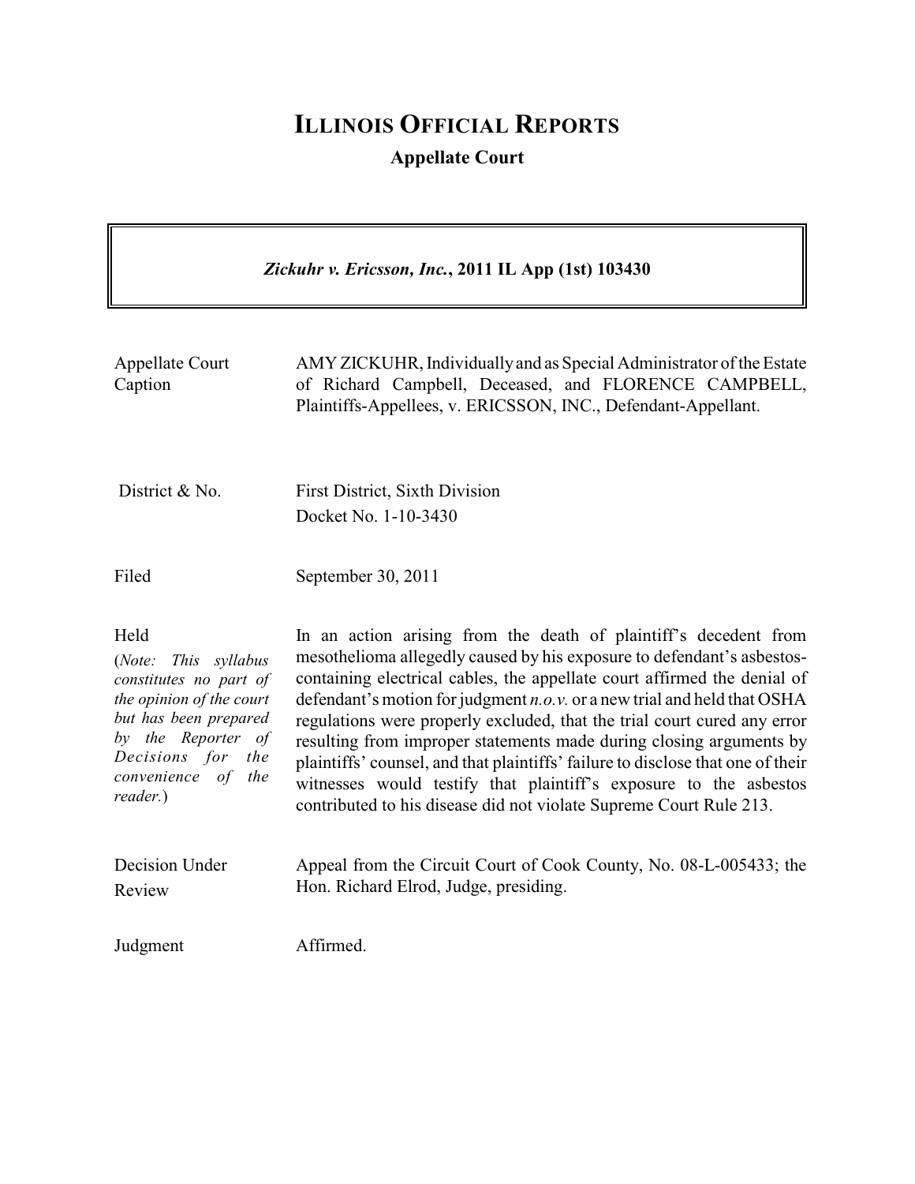# ILLINOIS OFFICIAL REPORTS

**Appellate Court**

***Zickuhr v. Ericsson, Inc.*, 2011 IL App (1st) 103430**

| | |
|---|---|
| Appellate Court Caption | AMY ZICKUHR, Individually and as Special Administrator of the Estate of Richard Campbell, Deceased, and FLORENCE CAMPBELL, Plaintiffs-Appellees, v. ERICSSON, INC., Defendant-Appellant. |
| District & No. | First District, Sixth Division<br>Docket No. 1-10-3430 |
| Filed | September 30, 2011 |
| Held<br>(*Note: This syllabus constitutes no part of the opinion of the court but has been prepared by the Reporter of Decisions for the convenience of the reader.*) | In an action arising from the death of plaintiff's decedent from mesothelioma allegedly caused by his exposure to defendant's asbestos-containing electrical cables, the appellate court affirmed the denial of defendant's motion for judgment *n.o.v.* or a new trial and held that OSHA regulations were properly excluded, that the trial court cured any error resulting from improper statements made during closing arguments by plaintiffs' counsel, and that plaintiffs' failure to disclose that one of their witnesses would testify that plaintiff's exposure to the asbestos contributed to his disease did not violate Supreme Court Rule 213. |
| Decision Under Review | Appeal from the Circuit Court of Cook County, No. 08-L-005433; the Hon. Richard Elrod, Judge, presiding. |
| Judgment | Affirmed. |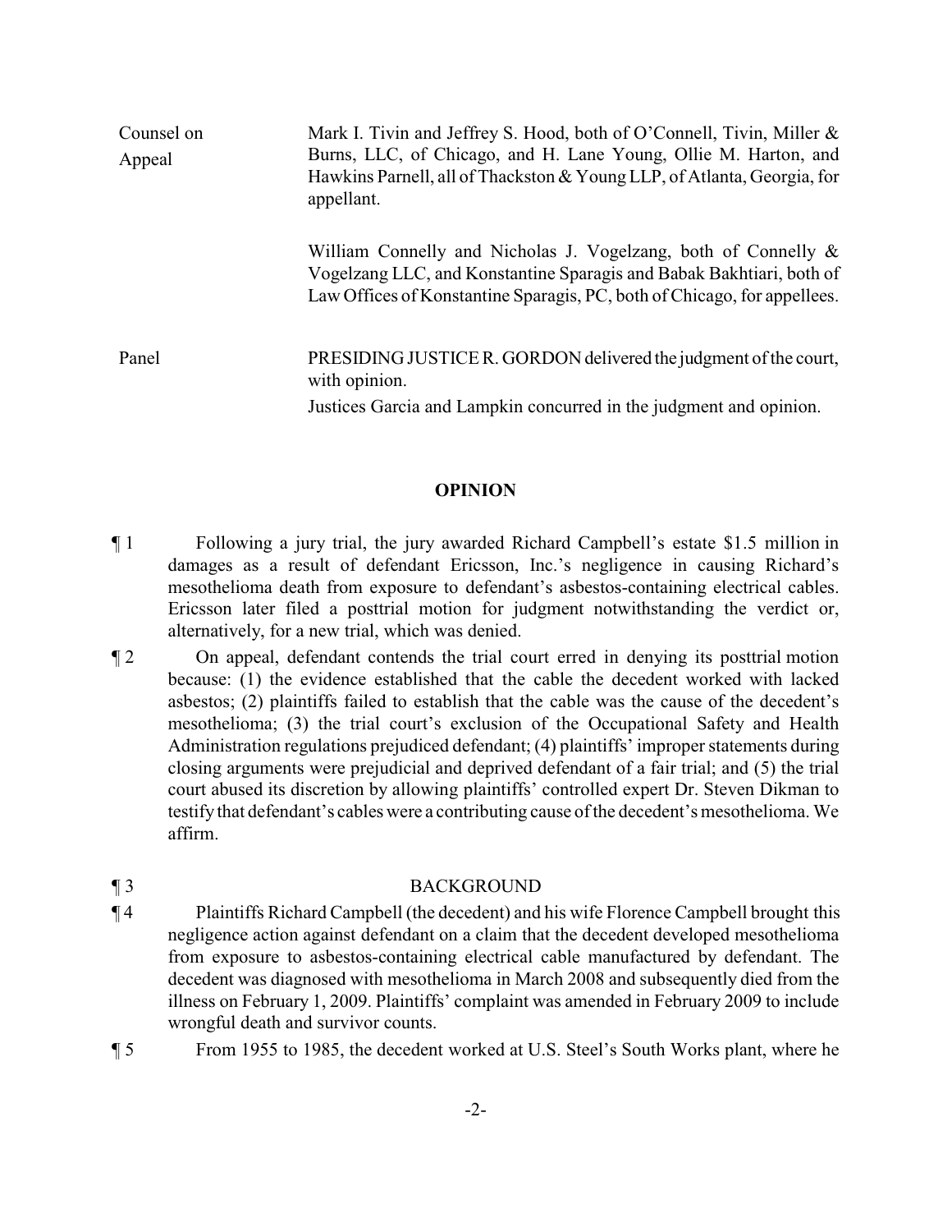Counsel on Appeal

Mark I. Tivin and Jeffrey S. Hood, both of O'Connell, Tivin, Miller & Burns, LLC, of Chicago, and H. Lane Young, Ollie M. Harton, and Hawkins Parnell, all of Thackston & Young LLP, of Atlanta, Georgia, for appellant.

William Connelly and Nicholas J. Vogelzang, both of Connelly & Vogelzang LLC, and Konstantine Sparagis and Babak Bakhtiari, both of Law Offices of Konstantine Sparagis, PC, both of Chicago, for appellees.

Panel

PRESIDING JUSTICE R. GORDON delivered the judgment of the court, with opinion.

Justices Garcia and Lampkin concurred in the judgment and opinion.

## OPINION

¶ 1 Following a jury trial, the jury awarded Richard Campbell's estate $1.5 million in damages as a result of defendant Ericsson, Inc.'s negligence in causing Richard's mesothelioma death from exposure to defendant's asbestos-containing electrical cables. Ericsson later filed a posttrial motion for judgment notwithstanding the verdict or, alternatively, for a new trial, which was denied.

¶ 2 On appeal, defendant contends the trial court erred in denying its posttrial motion because: (1) the evidence established that the cable the decedent worked with lacked asbestos; (2) plaintiffs failed to establish that the cable was the cause of the decedent's mesothelioma; (3) the trial court's exclusion of the Occupational Safety and Health Administration regulations prejudiced defendant; (4) plaintiffs' improper statements during closing arguments were prejudicial and deprived defendant of a fair trial; and (5) the trial court abused its discretion by allowing plaintiffs' controlled expert Dr. Steven Dikman to testify that defendant's cables were a contributing cause of the decedent's mesothelioma. We affirm.

## ¶ 3 BACKGROUND

¶ 4 Plaintiffs Richard Campbell (the decedent) and his wife Florence Campbell brought this negligence action against defendant on a claim that the decedent developed mesothelioma from exposure to asbestos-containing electrical cable manufactured by defendant. The decedent was diagnosed with mesothelioma in March 2008 and subsequently died from the illness on February 1, 2009. Plaintiffs' complaint was amended in February 2009 to include wrongful death and survivor counts.

¶ 5 From 1955 to 1985, the decedent worked at U.S. Steel's South Works plant, where he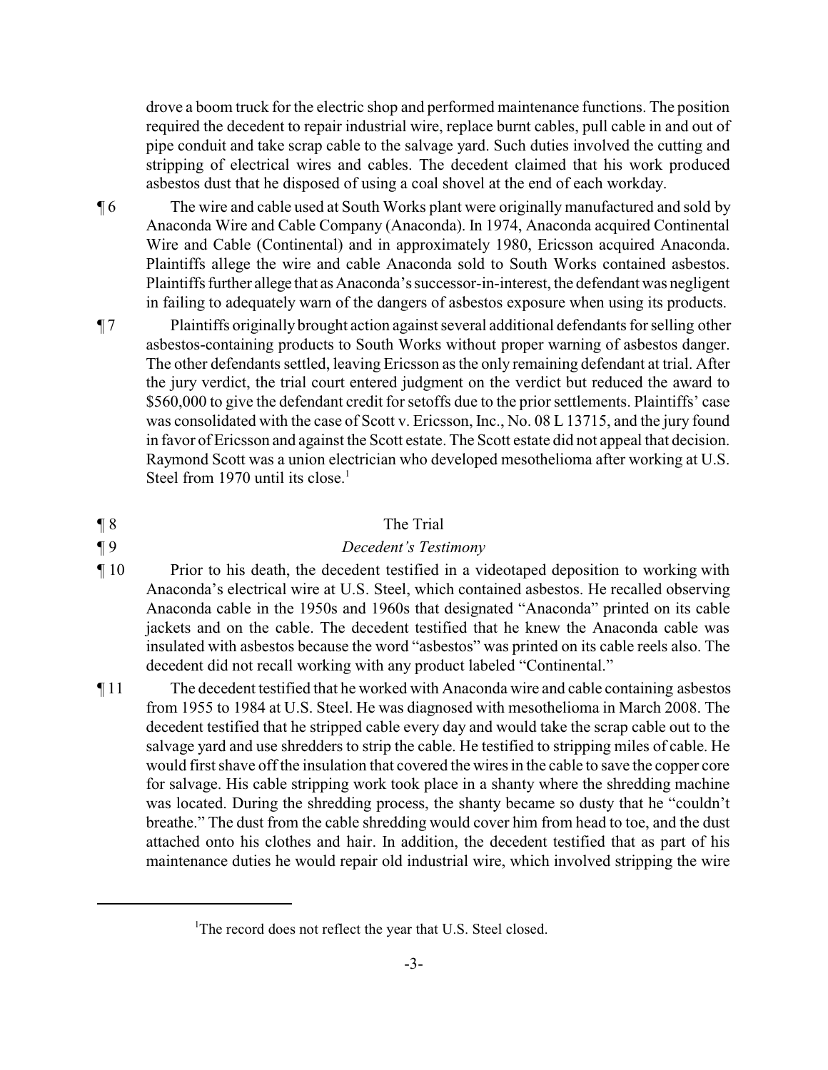drove a boom truck for the electric shop and performed maintenance functions. The position required the decedent to repair industrial wire, replace burnt cables, pull cable in and out of pipe conduit and take scrap cable to the salvage yard. Such duties involved the cutting and stripping of electrical wires and cables. The decedent claimed that his work produced asbestos dust that he disposed of using a coal shovel at the end of each workday.

¶ 6 The wire and cable used at South Works plant were originally manufactured and sold by Anaconda Wire and Cable Company (Anaconda). In 1974, Anaconda acquired Continental Wire and Cable (Continental) and in approximately 1980, Ericsson acquired Anaconda. Plaintiffs allege the wire and cable Anaconda sold to South Works contained asbestos. Plaintiffs further allege that as Anaconda's successor-in-interest, the defendant was negligent in failing to adequately warn of the dangers of asbestos exposure when using its products.

¶ 7 Plaintiffs originally brought action against several additional defendants for selling other asbestos-containing products to South Works without proper warning of asbestos danger. The other defendants settled, leaving Ericsson as the only remaining defendant at trial. After the jury verdict, the trial court entered judgment on the verdict but reduced the award to $560,000 to give the defendant credit for setoffs due to the prior settlements. Plaintiffs' case was consolidated with the case of Scott v. Ericsson, Inc., No. 08 L 13715, and the jury found in favor of Ericsson and against the Scott estate. The Scott estate did not appeal that decision. Raymond Scott was a union electrician who developed mesothelioma after working at U.S. Steel from 1970 until its close.[1]

¶ 8 The Trial

¶ 9 *Decedent's Testimony*

¶ 10 Prior to his death, the decedent testified in a videotaped deposition to working with Anaconda's electrical wire at U.S. Steel, which contained asbestos. He recalled observing Anaconda cable in the 1950s and 1960s that designated "Anaconda" printed on its cable jackets and on the cable. The decedent testified that he knew the Anaconda cable was insulated with asbestos because the word "asbestos" was printed on its cable reels also. The decedent did not recall working with any product labeled "Continental."

¶ 11 The decedent testified that he worked with Anaconda wire and cable containing asbestos from 1955 to 1984 at U.S. Steel. He was diagnosed with mesothelioma in March 2008. The decedent testified that he stripped cable every day and would take the scrap cable out to the salvage yard and use shredders to strip the cable. He testified to stripping miles of cable. He would first shave off the insulation that covered the wires in the cable to save the copper core for salvage. His cable stripping work took place in a shanty where the shredding machine was located. During the shredding process, the shanty became so dusty that he "couldn't breathe." The dust from the cable shredding would cover him from head to toe, and the dust attached onto his clothes and hair. In addition, the decedent testified that as part of his maintenance duties he would repair old industrial wire, which involved stripping the wire

[1]The record does not reflect the year that U.S. Steel closed.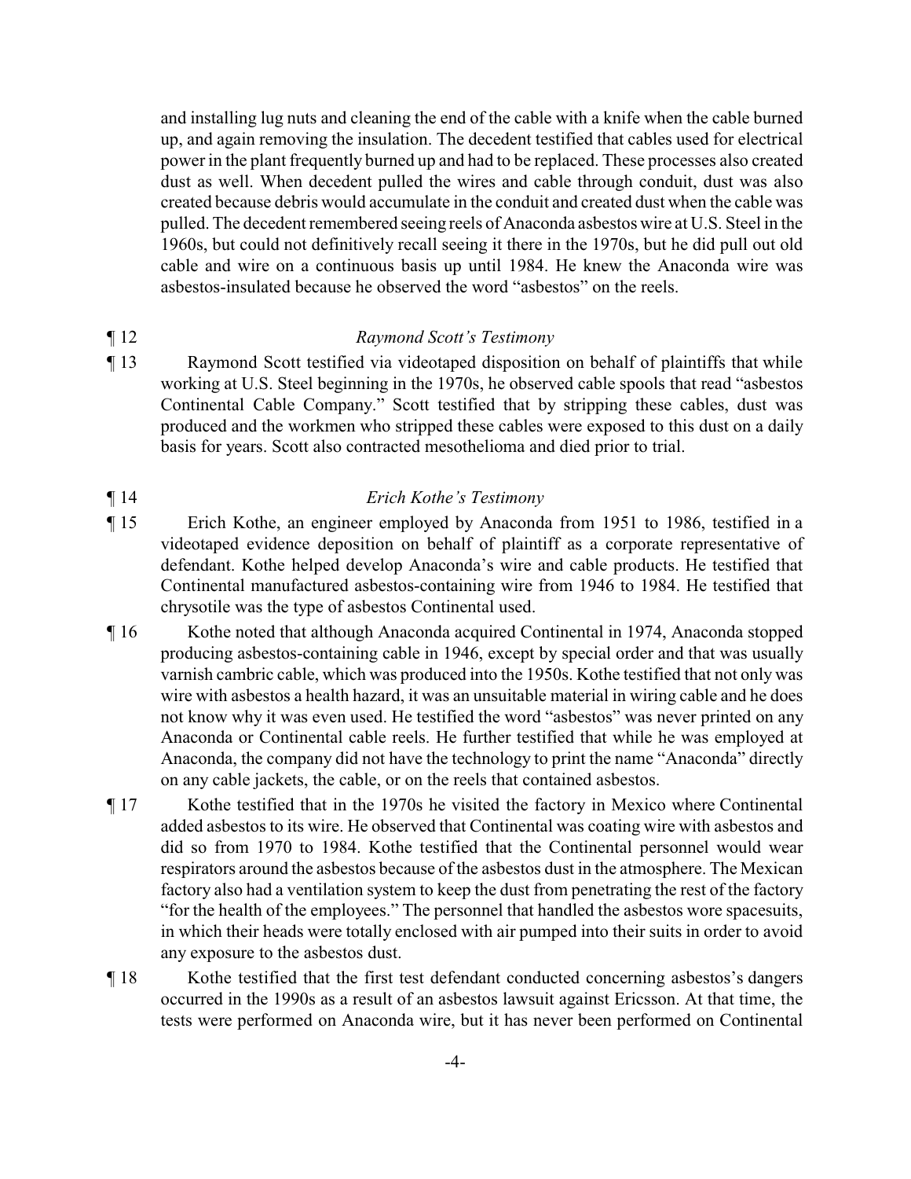and installing lug nuts and cleaning the end of the cable with a knife when the cable burned up, and again removing the insulation. The decedent testified that cables used for electrical power in the plant frequently burned up and had to be replaced. These processes also created dust as well. When decedent pulled the wires and cable through conduit, dust was also created because debris would accumulate in the conduit and created dust when the cable was pulled. The decedent remembered seeing reels of Anaconda asbestos wire at U.S. Steel in the 1960s, but could not definitively recall seeing it there in the 1970s, but he did pull out old cable and wire on a continuous basis up until 1984. He knew the Anaconda wire was asbestos-insulated because he observed the word "asbestos" on the reels.

¶ 12 *Raymond Scott's Testimony*

¶ 13 Raymond Scott testified via videotaped disposition on behalf of plaintiffs that while working at U.S. Steel beginning in the 1970s, he observed cable spools that read "asbestos Continental Cable Company." Scott testified that by stripping these cables, dust was produced and the workmen who stripped these cables were exposed to this dust on a daily basis for years. Scott also contracted mesothelioma and died prior to trial.

¶ 14 *Erich Kothe's Testimony*

¶ 15 Erich Kothe, an engineer employed by Anaconda from 1951 to 1986, testified in a videotaped evidence deposition on behalf of plaintiff as a corporate representative of defendant. Kothe helped develop Anaconda's wire and cable products. He testified that Continental manufactured asbestos-containing wire from 1946 to 1984. He testified that chrysotile was the type of asbestos Continental used.

¶ 16 Kothe noted that although Anaconda acquired Continental in 1974, Anaconda stopped producing asbestos-containing cable in 1946, except by special order and that was usually varnish cambric cable, which was produced into the 1950s. Kothe testified that not only was wire with asbestos a health hazard, it was an unsuitable material in wiring cable and he does not know why it was even used. He testified the word "asbestos" was never printed on any Anaconda or Continental cable reels. He further testified that while he was employed at Anaconda, the company did not have the technology to print the name "Anaconda" directly on any cable jackets, the cable, or on the reels that contained asbestos.

¶ 17 Kothe testified that in the 1970s he visited the factory in Mexico where Continental added asbestos to its wire. He observed that Continental was coating wire with asbestos and did so from 1970 to 1984. Kothe testified that the Continental personnel would wear respirators around the asbestos because of the asbestos dust in the atmosphere. The Mexican factory also had a ventilation system to keep the dust from penetrating the rest of the factory "for the health of the employees." The personnel that handled the asbestos wore spacesuits, in which their heads were totally enclosed with air pumped into their suits in order to avoid any exposure to the asbestos dust.

¶ 18 Kothe testified that the first test defendant conducted concerning asbestos's dangers occurred in the 1990s as a result of an asbestos lawsuit against Ericsson. At that time, the tests were performed on Anaconda wire, but it has never been performed on Continental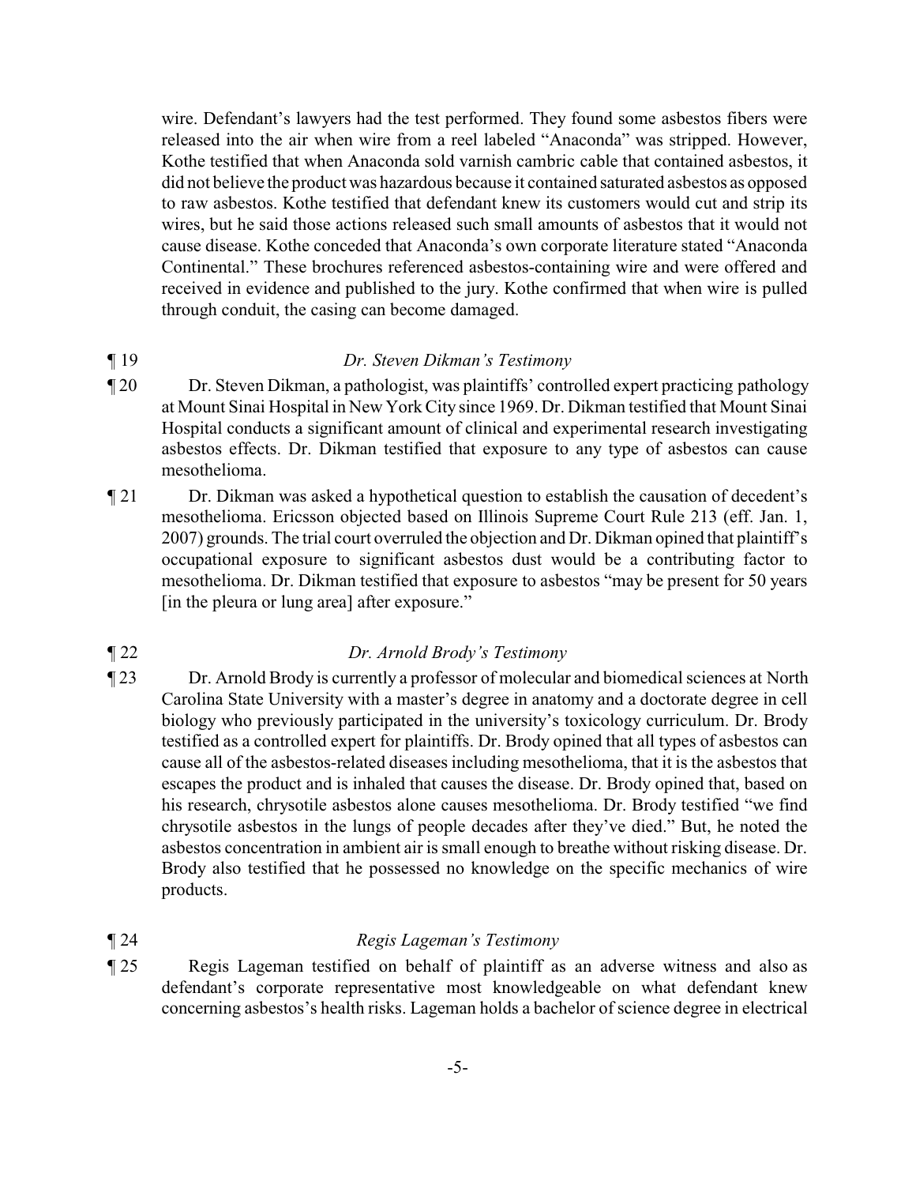wire. Defendant's lawyers had the test performed. They found some asbestos fibers were released into the air when wire from a reel labeled "Anaconda" was stripped. However, Kothe testified that when Anaconda sold varnish cambric cable that contained asbestos, it did not believe the product was hazardous because it contained saturated asbestos as opposed to raw asbestos. Kothe testified that defendant knew its customers would cut and strip its wires, but he said those actions released such small amounts of asbestos that it would not cause disease. Kothe conceded that Anaconda's own corporate literature stated "Anaconda Continental." These brochures referenced asbestos-containing wire and were offered and received in evidence and published to the jury. Kothe confirmed that when wire is pulled through conduit, the casing can become damaged.

¶ 19 *Dr. Steven Dikman's Testimony*

¶ 20 Dr. Steven Dikman, a pathologist, was plaintiffs' controlled expert practicing pathology at Mount Sinai Hospital in New York City since 1969. Dr. Dikman testified that Mount Sinai Hospital conducts a significant amount of clinical and experimental research investigating asbestos effects. Dr. Dikman testified that exposure to any type of asbestos can cause mesothelioma.

¶ 21 Dr. Dikman was asked a hypothetical question to establish the causation of decedent's mesothelioma. Ericsson objected based on Illinois Supreme Court Rule 213 (eff. Jan. 1, 2007) grounds. The trial court overruled the objection and Dr. Dikman opined that plaintiff's occupational exposure to significant asbestos dust would be a contributing factor to mesothelioma. Dr. Dikman testified that exposure to asbestos "may be present for 50 years [in the pleura or lung area] after exposure."

¶ 22 *Dr. Arnold Brody's Testimony*

¶ 23 Dr. Arnold Brody is currently a professor of molecular and biomedical sciences at North Carolina State University with a master's degree in anatomy and a doctorate degree in cell biology who previously participated in the university's toxicology curriculum. Dr. Brody testified as a controlled expert for plaintiffs. Dr. Brody opined that all types of asbestos can cause all of the asbestos-related diseases including mesothelioma, that it is the asbestos that escapes the product and is inhaled that causes the disease. Dr. Brody opined that, based on his research, chrysotile asbestos alone causes mesothelioma. Dr. Brody testified "we find chrysotile asbestos in the lungs of people decades after they've died." But, he noted the asbestos concentration in ambient air is small enough to breathe without risking disease. Dr. Brody also testified that he possessed no knowledge on the specific mechanics of wire products.

¶ 24 *Regis Lageman's Testimony*

¶ 25 Regis Lageman testified on behalf of plaintiff as an adverse witness and also as defendant's corporate representative most knowledgeable on what defendant knew concerning asbestos's health risks. Lageman holds a bachelor of science degree in electrical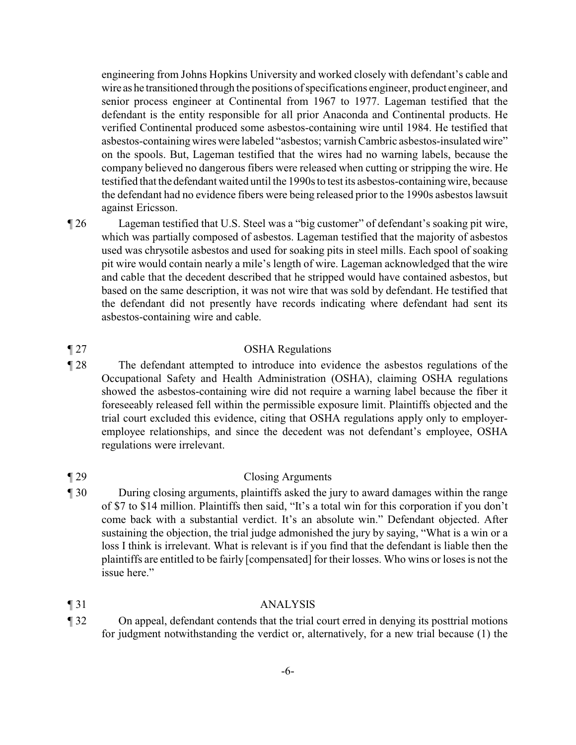engineering from Johns Hopkins University and worked closely with defendant's cable and wire as he transitioned through the positions of specifications engineer, product engineer, and senior process engineer at Continental from 1967 to 1977. Lageman testified that the defendant is the entity responsible for all prior Anaconda and Continental products. He verified Continental produced some asbestos-containing wire until 1984. He testified that asbestos-containing wires were labeled "asbestos; varnish Cambric asbestos-insulated wire" on the spools. But, Lageman testified that the wires had no warning labels, because the company believed no dangerous fibers were released when cutting or stripping the wire. He testified that the defendant waited until the 1990s to test its asbestos-containing wire, because the defendant had no evidence fibers were being released prior to the 1990s asbestos lawsuit against Ericsson.

¶ 26 Lageman testified that U.S. Steel was a "big customer" of defendant's soaking pit wire, which was partially composed of asbestos. Lageman testified that the majority of asbestos used was chrysotile asbestos and used for soaking pits in steel mills. Each spool of soaking pit wire would contain nearly a mile's length of wire. Lageman acknowledged that the wire and cable that the decedent described that he stripped would have contained asbestos, but based on the same description, it was not wire that was sold by defendant. He testified that the defendant did not presently have records indicating where defendant had sent its asbestos-containing wire and cable.

¶ 27 OSHA Regulations

¶ 28 The defendant attempted to introduce into evidence the asbestos regulations of the Occupational Safety and Health Administration (OSHA), claiming OSHA regulations showed the asbestos-containing wire did not require a warning label because the fiber it foreseeably released fell within the permissible exposure limit. Plaintiffs objected and the trial court excluded this evidence, citing that OSHA regulations apply only to employer-employee relationships, and since the decedent was not defendant's employee, OSHA regulations were irrelevant.

¶ 29 Closing Arguments

¶ 30 During closing arguments, plaintiffs asked the jury to award damages within the range of $7 to $14 million. Plaintiffs then said, "It's a total win for this corporation if you don't come back with a substantial verdict. It's an absolute win." Defendant objected. After sustaining the objection, the trial judge admonished the jury by saying, "What is a win or a loss I think is irrelevant. What is relevant is if you find that the defendant is liable then the plaintiffs are entitled to be fairly [compensated] for their losses. Who wins or loses is not the issue here."

¶ 31 ANALYSIS

¶ 32 On appeal, defendant contends that the trial court erred in denying its posttrial motions for judgment notwithstanding the verdict or, alternatively, for a new trial because (1) the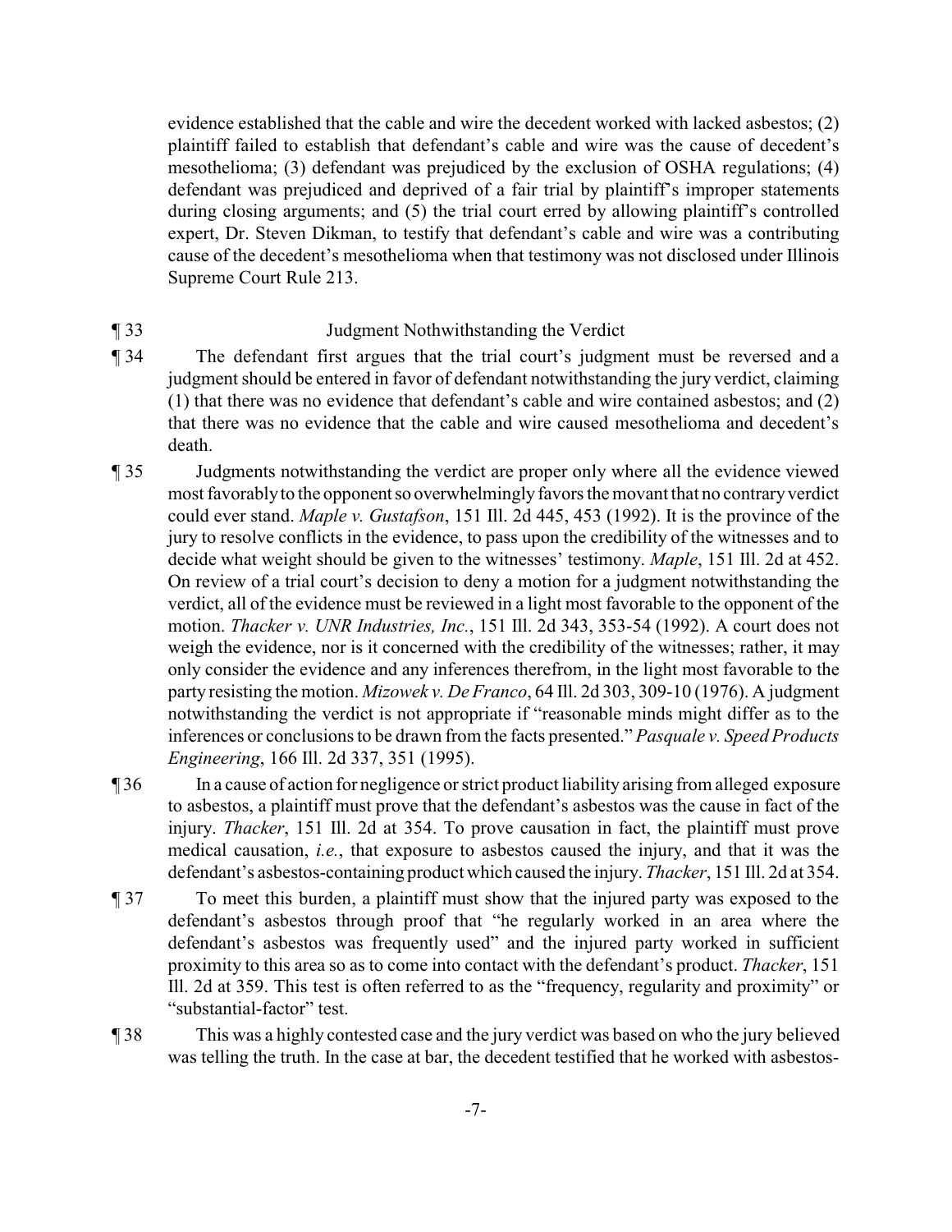evidence established that the cable and wire the decedent worked with lacked asbestos; (2) plaintiff failed to establish that defendant's cable and wire was the cause of decedent's mesothelioma; (3) defendant was prejudiced by the exclusion of OSHA regulations; (4) defendant was prejudiced and deprived of a fair trial by plaintiff's improper statements during closing arguments; and (5) the trial court erred by allowing plaintiff's controlled expert, Dr. Steven Dikman, to testify that defendant's cable and wire was a contributing cause of the decedent's mesothelioma when that testimony was not disclosed under Illinois Supreme Court Rule 213.

¶ 33 Judgment Nothwithstanding the Verdict

¶ 34 The defendant first argues that the trial court's judgment must be reversed and a judgment should be entered in favor of defendant notwithstanding the jury verdict, claiming (1) that there was no evidence that defendant's cable and wire contained asbestos; and (2) that there was no evidence that the cable and wire caused mesothelioma and decedent's death.

¶ 35 Judgments notwithstanding the verdict are proper only where all the evidence viewed most favorably to the opponent so overwhelmingly favors the movant that no contrary verdict could ever stand. *Maple v. Gustafson*, 151 Ill. 2d 445, 453 (1992). It is the province of the jury to resolve conflicts in the evidence, to pass upon the credibility of the witnesses and to decide what weight should be given to the witnesses' testimony. *Maple*, 151 Ill. 2d at 452. On review of a trial court's decision to deny a motion for a judgment notwithstanding the verdict, all of the evidence must be reviewed in a light most favorable to the opponent of the motion. *Thacker v. UNR Industries, Inc.*, 151 Ill. 2d 343, 353-54 (1992). A court does not weigh the evidence, nor is it concerned with the credibility of the witnesses; rather, it may only consider the evidence and any inferences therefrom, in the light most favorable to the party resisting the motion. *Mizowek v. De Franco*, 64 Ill. 2d 303, 309-10 (1976). A judgment notwithstanding the verdict is not appropriate if "reasonable minds might differ as to the inferences or conclusions to be drawn from the facts presented." *Pasquale v. Speed Products Engineering*, 166 Ill. 2d 337, 351 (1995).

¶ 36 In a cause of action for negligence or strict product liability arising from alleged exposure to asbestos, a plaintiff must prove that the defendant's asbestos was the cause in fact of the injury. *Thacker*, 151 Ill. 2d at 354. To prove causation in fact, the plaintiff must prove medical causation, *i.e.*, that exposure to asbestos caused the injury, and that it was the defendant's asbestos-containing product which caused the injury. *Thacker*, 151 Ill. 2d at 354.

¶ 37 To meet this burden, a plaintiff must show that the injured party was exposed to the defendant's asbestos through proof that "he regularly worked in an area where the defendant's asbestos was frequently used" and the injured party worked in sufficient proximity to this area so as to come into contact with the defendant's product. *Thacker*, 151 Ill. 2d at 359. This test is often referred to as the "frequency, regularity and proximity" or "substantial-factor" test.

¶ 38 This was a highly contested case and the jury verdict was based on who the jury believed was telling the truth. In the case at bar, the decedent testified that he worked with asbestos-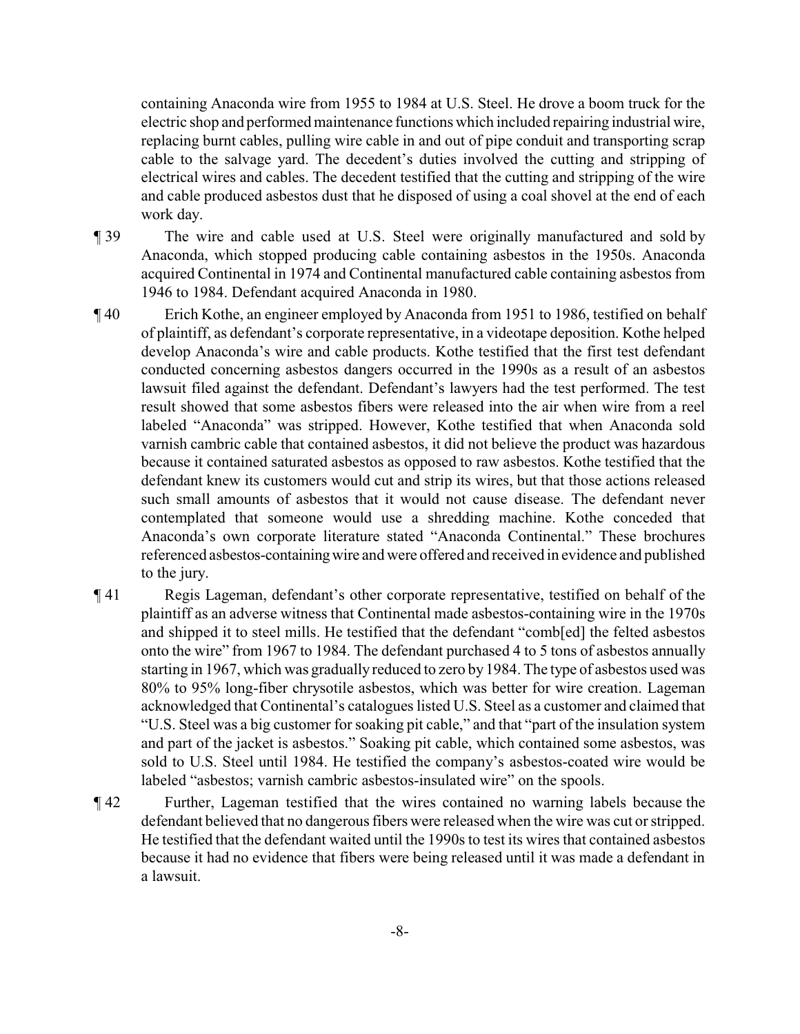containing Anaconda wire from 1955 to 1984 at U.S. Steel. He drove a boom truck for the electric shop and performed maintenance functions which included repairing industrial wire, replacing burnt cables, pulling wire cable in and out of pipe conduit and transporting scrap cable to the salvage yard. The decedent's duties involved the cutting and stripping of electrical wires and cables. The decedent testified that the cutting and stripping of the wire and cable produced asbestos dust that he disposed of using a coal shovel at the end of each work day.

¶ 39 The wire and cable used at U.S. Steel were originally manufactured and sold by Anaconda, which stopped producing cable containing asbestos in the 1950s. Anaconda acquired Continental in 1974 and Continental manufactured cable containing asbestos from 1946 to 1984. Defendant acquired Anaconda in 1980.

¶ 40 Erich Kothe, an engineer employed by Anaconda from 1951 to 1986, testified on behalf of plaintiff, as defendant's corporate representative, in a videotape deposition. Kothe helped develop Anaconda's wire and cable products. Kothe testified that the first test defendant conducted concerning asbestos dangers occurred in the 1990s as a result of an asbestos lawsuit filed against the defendant. Defendant's lawyers had the test performed. The test result showed that some asbestos fibers were released into the air when wire from a reel labeled "Anaconda" was stripped. However, Kothe testified that when Anaconda sold varnish cambric cable that contained asbestos, it did not believe the product was hazardous because it contained saturated asbestos as opposed to raw asbestos. Kothe testified that the defendant knew its customers would cut and strip its wires, but that those actions released such small amounts of asbestos that it would not cause disease. The defendant never contemplated that someone would use a shredding machine. Kothe conceded that Anaconda's own corporate literature stated "Anaconda Continental." These brochures referenced asbestos-containing wire and were offered and received in evidence and published to the jury.

¶ 41 Regis Lageman, defendant's other corporate representative, testified on behalf of the plaintiff as an adverse witness that Continental made asbestos-containing wire in the 1970s and shipped it to steel mills. He testified that the defendant "comb[ed] the felted asbestos onto the wire" from 1967 to 1984. The defendant purchased 4 to 5 tons of asbestos annually starting in 1967, which was gradually reduced to zero by 1984. The type of asbestos used was 80% to 95% long-fiber chrysotile asbestos, which was better for wire creation. Lageman acknowledged that Continental's catalogues listed U.S. Steel as a customer and claimed that "U.S. Steel was a big customer for soaking pit cable," and that "part of the insulation system and part of the jacket is asbestos." Soaking pit cable, which contained some asbestos, was sold to U.S. Steel until 1984. He testified the company's asbestos-coated wire would be labeled "asbestos; varnish cambric asbestos-insulated wire" on the spools.

¶ 42 Further, Lageman testified that the wires contained no warning labels because the defendant believed that no dangerous fibers were released when the wire was cut or stripped. He testified that the defendant waited until the 1990s to test its wires that contained asbestos because it had no evidence that fibers were being released until it was made a defendant in a lawsuit.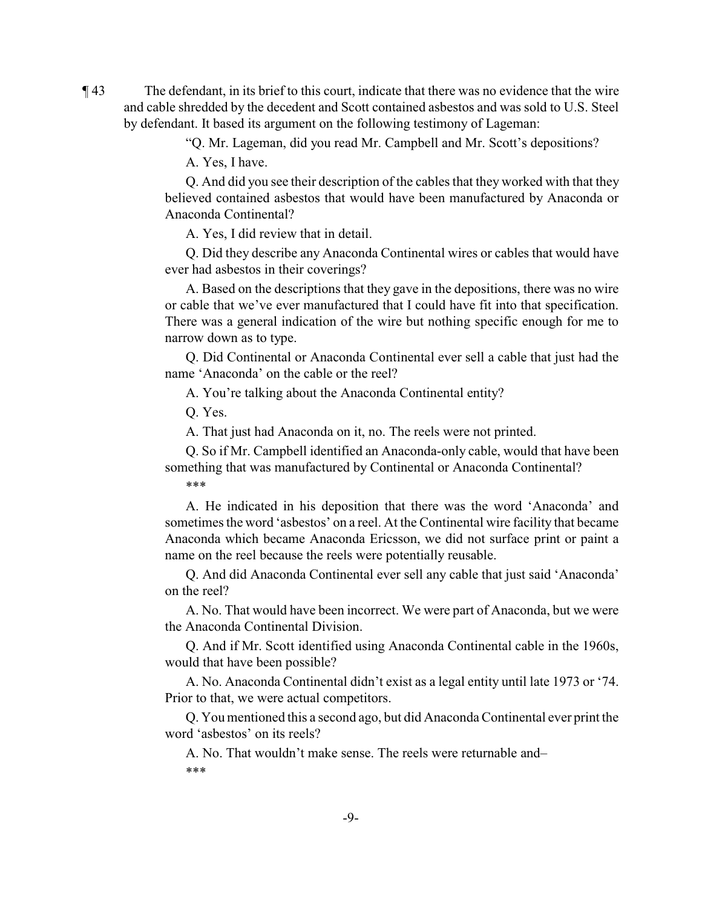¶ 43 The defendant, in its brief to this court, indicate that there was no evidence that the wire and cable shredded by the decedent and Scott contained asbestos and was sold to U.S. Steel by defendant. It based its argument on the following testimony of Lageman:

"Q. Mr. Lageman, did you read Mr. Campbell and Mr. Scott's depositions?

A. Yes, I have.

Q. And did you see their description of the cables that they worked with that they believed contained asbestos that would have been manufactured by Anaconda or Anaconda Continental?

A. Yes, I did review that in detail.

Q. Did they describe any Anaconda Continental wires or cables that would have ever had asbestos in their coverings?

A. Based on the descriptions that they gave in the depositions, there was no wire or cable that we've ever manufactured that I could have fit into that specification. There was a general indication of the wire but nothing specific enough for me to narrow down as to type.

Q. Did Continental or Anaconda Continental ever sell a cable that just had the name 'Anaconda' on the cable or the reel?

A. You're talking about the Anaconda Continental entity?

Q. Yes.

A. That just had Anaconda on it, no. The reels were not printed.

Q. So if Mr. Campbell identified an Anaconda-only cable, would that have been something that was manufactured by Continental or Anaconda Continental?

\*\*\*

A. He indicated in his deposition that there was the word 'Anaconda' and sometimes the word 'asbestos' on a reel. At the Continental wire facility that became Anaconda which became Anaconda Ericsson, we did not surface print or paint a name on the reel because the reels were potentially reusable.

Q. And did Anaconda Continental ever sell any cable that just said 'Anaconda' on the reel?

A. No. That would have been incorrect. We were part of Anaconda, but we were the Anaconda Continental Division.

Q. And if Mr. Scott identified using Anaconda Continental cable in the 1960s, would that have been possible?

A. No. Anaconda Continental didn't exist as a legal entity until late 1973 or '74. Prior to that, we were actual competitors.

Q. You mentioned this a second ago, but did Anaconda Continental ever print the word 'asbestos' on its reels?

A. No. That wouldn't make sense. The reels were returnable and–

\*\*\*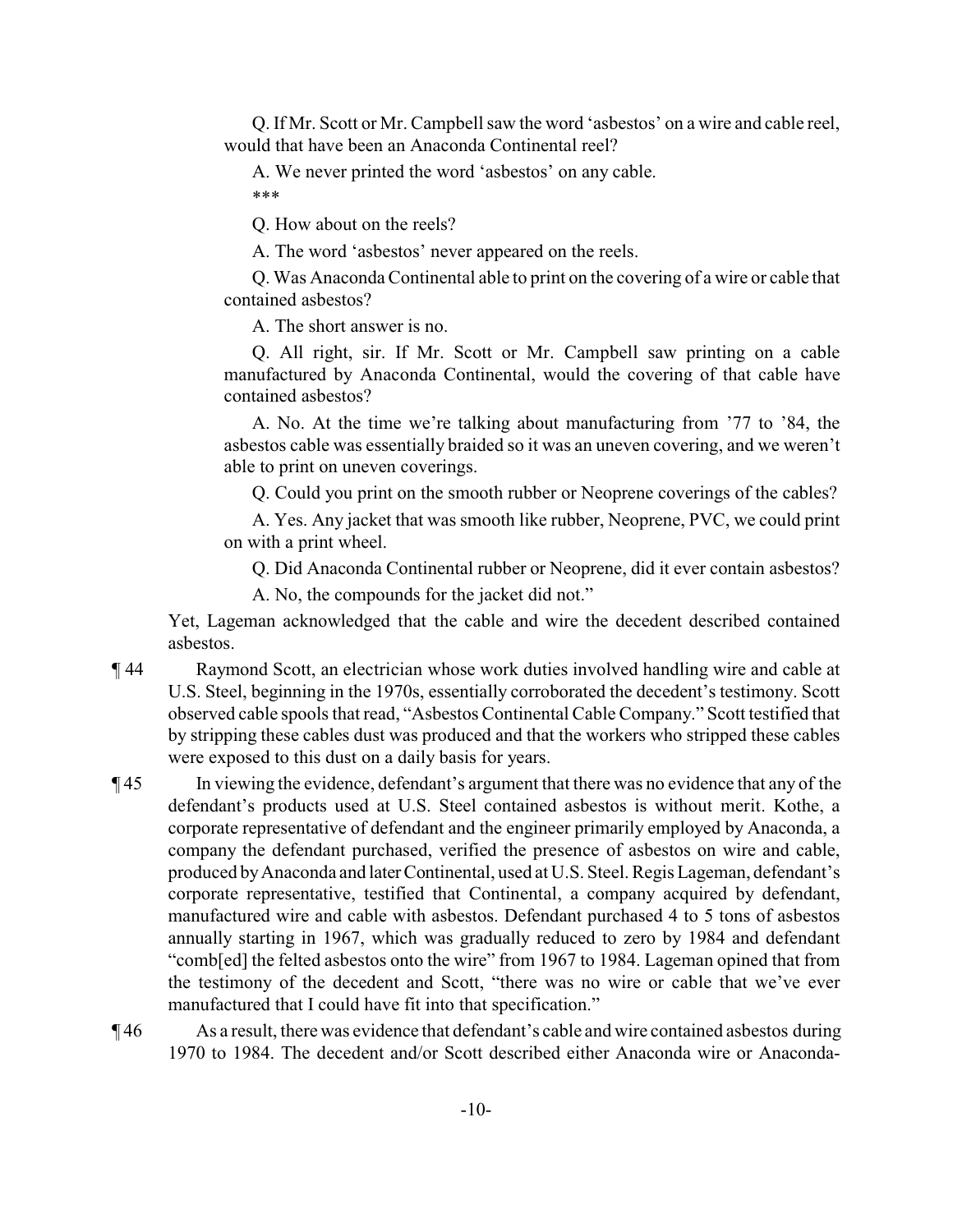Q. If Mr. Scott or Mr. Campbell saw the word 'asbestos' on a wire and cable reel, would that have been an Anaconda Continental reel?

A. We never printed the word 'asbestos' on any cable.

***

Q. How about on the reels?

A. The word 'asbestos' never appeared on the reels.

Q. Was Anaconda Continental able to print on the covering of a wire or cable that contained asbestos?

A. The short answer is no.

Q. All right, sir. If Mr. Scott or Mr. Campbell saw printing on a cable manufactured by Anaconda Continental, would the covering of that cable have contained asbestos?

A. No. At the time we're talking about manufacturing from '77 to '84, the asbestos cable was essentially braided so it was an uneven covering, and we weren't able to print on uneven coverings.

Q. Could you print on the smooth rubber or Neoprene coverings of the cables?

A. Yes. Any jacket that was smooth like rubber, Neoprene, PVC, we could print on with a print wheel.

Q. Did Anaconda Continental rubber or Neoprene, did it ever contain asbestos?

A. No, the compounds for the jacket did not."

Yet, Lageman acknowledged that the cable and wire the decedent described contained asbestos.

¶ 44 Raymond Scott, an electrician whose work duties involved handling wire and cable at U.S. Steel, beginning in the 1970s, essentially corroborated the decedent's testimony. Scott observed cable spools that read, "Asbestos Continental Cable Company." Scott testified that by stripping these cables dust was produced and that the workers who stripped these cables were exposed to this dust on a daily basis for years.

¶ 45 In viewing the evidence, defendant's argument that there was no evidence that any of the defendant's products used at U.S. Steel contained asbestos is without merit. Kothe, a corporate representative of defendant and the engineer primarily employed by Anaconda, a company the defendant purchased, verified the presence of asbestos on wire and cable, produced by Anaconda and later Continental, used at U.S. Steel. Regis Lageman, defendant's corporate representative, testified that Continental, a company acquired by defendant, manufactured wire and cable with asbestos. Defendant purchased 4 to 5 tons of asbestos annually starting in 1967, which was gradually reduced to zero by 1984 and defendant "comb[ed] the felted asbestos onto the wire" from 1967 to 1984. Lageman opined that from the testimony of the decedent and Scott, "there was no wire or cable that we've ever manufactured that I could have fit into that specification."

¶ 46 As a result, there was evidence that defendant's cable and wire contained asbestos during 1970 to 1984. The decedent and/or Scott described either Anaconda wire or Anaconda-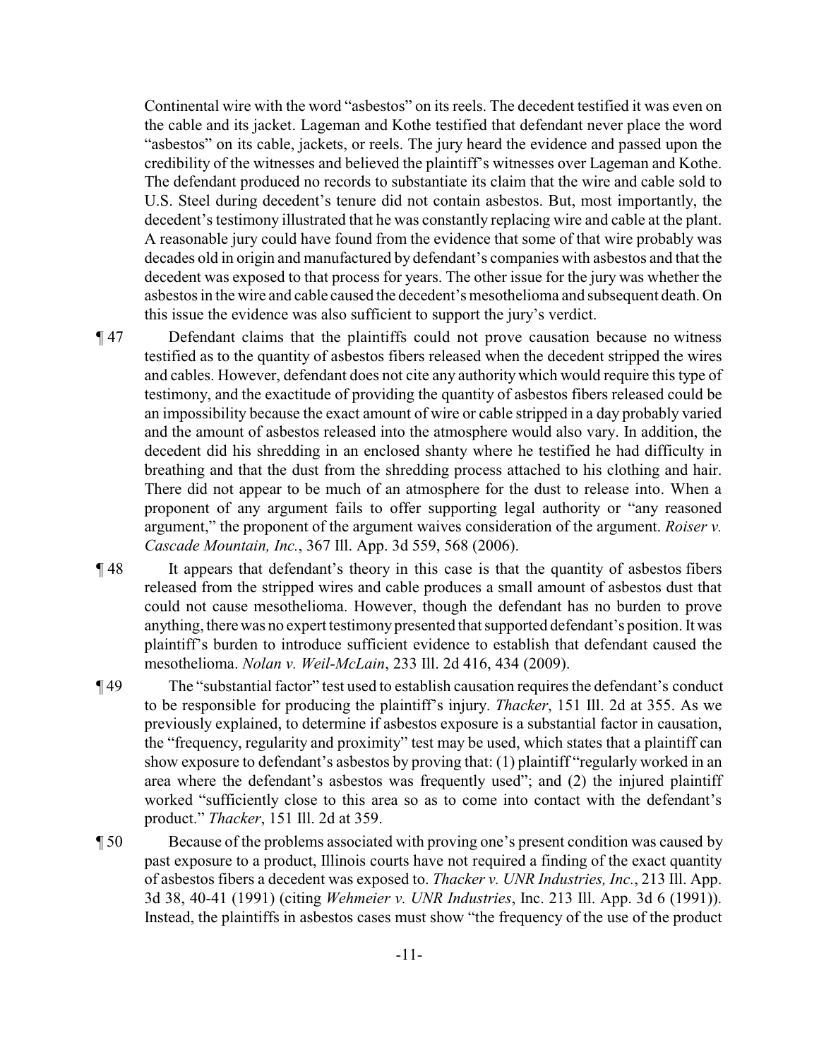Continental wire with the word "asbestos" on its reels. The decedent testified it was even on the cable and its jacket. Lageman and Kothe testified that defendant never place the word "asbestos" on its cable, jackets, or reels. The jury heard the evidence and passed upon the credibility of the witnesses and believed the plaintiff's witnesses over Lageman and Kothe. The defendant produced no records to substantiate its claim that the wire and cable sold to U.S. Steel during decedent's tenure did not contain asbestos. But, most importantly, the decedent's testimony illustrated that he was constantly replacing wire and cable at the plant. A reasonable jury could have found from the evidence that some of that wire probably was decades old in origin and manufactured by defendant's companies with asbestos and that the decedent was exposed to that process for years. The other issue for the jury was whether the asbestos in the wire and cable caused the decedent's mesothelioma and subsequent death. On this issue the evidence was also sufficient to support the jury's verdict.

¶ 47 Defendant claims that the plaintiffs could not prove causation because no witness testified as to the quantity of asbestos fibers released when the decedent stripped the wires and cables. However, defendant does not cite any authority which would require this type of testimony, and the exactitude of providing the quantity of asbestos fibers released could be an impossibility because the exact amount of wire or cable stripped in a day probably varied and the amount of asbestos released into the atmosphere would also vary. In addition, the decedent did his shredding in an enclosed shanty where he testified he had difficulty in breathing and that the dust from the shredding process attached to his clothing and hair. There did not appear to be much of an atmosphere for the dust to release into. When a proponent of any argument fails to offer supporting legal authority or "any reasoned argument," the proponent of the argument waives consideration of the argument. *Roiser v. Cascade Mountain, Inc.*, 367 Ill. App. 3d 559, 568 (2006).

¶ 48 It appears that defendant's theory in this case is that the quantity of asbestos fibers released from the stripped wires and cable produces a small amount of asbestos dust that could not cause mesothelioma. However, though the defendant has no burden to prove anything, there was no expert testimony presented that supported defendant's position. It was plaintiff's burden to introduce sufficient evidence to establish that defendant caused the mesothelioma. *Nolan v. Weil-McLain*, 233 Ill. 2d 416, 434 (2009).

¶ 49 The "substantial factor" test used to establish causation requires the defendant's conduct to be responsible for producing the plaintiff's injury. *Thacker*, 151 Ill. 2d at 355. As we previously explained, to determine if asbestos exposure is a substantial factor in causation, the "frequency, regularity and proximity" test may be used, which states that a plaintiff can show exposure to defendant's asbestos by proving that: (1) plaintiff "regularly worked in an area where the defendant's asbestos was frequently used"; and (2) the injured plaintiff worked "sufficiently close to this area so as to come into contact with the defendant's product." *Thacker*, 151 Ill. 2d at 359.

¶ 50 Because of the problems associated with proving one's present condition was caused by past exposure to a product, Illinois courts have not required a finding of the exact quantity of asbestos fibers a decedent was exposed to. *Thacker v. UNR Industries, Inc.*, 213 Ill. App. 3d 38, 40-41 (1991) (citing *Wehmeier v. UNR Industries*, Inc. 213 Ill. App. 3d 6 (1991)). Instead, the plaintiffs in asbestos cases must show "the frequency of the use of the product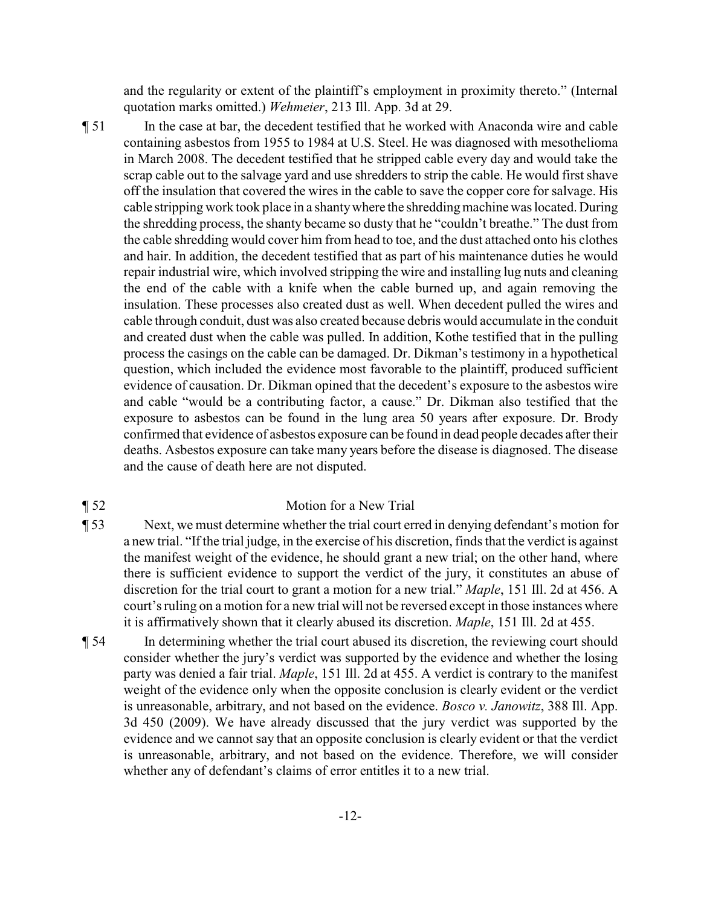and the regularity or extent of the plaintiff's employment in proximity thereto." (Internal quotation marks omitted.) *Wehmeier*, 213 Ill. App. 3d at 29.

¶ 51 In the case at bar, the decedent testified that he worked with Anaconda wire and cable containing asbestos from 1955 to 1984 at U.S. Steel. He was diagnosed with mesothelioma in March 2008. The decedent testified that he stripped cable every day and would take the scrap cable out to the salvage yard and use shredders to strip the cable. He would first shave off the insulation that covered the wires in the cable to save the copper core for salvage. His cable stripping work took place in a shanty where the shredding machine was located. During the shredding process, the shanty became so dusty that he "couldn't breathe." The dust from the cable shredding would cover him from head to toe, and the dust attached onto his clothes and hair. In addition, the decedent testified that as part of his maintenance duties he would repair industrial wire, which involved stripping the wire and installing lug nuts and cleaning the end of the cable with a knife when the cable burned up, and again removing the insulation. These processes also created dust as well. When decedent pulled the wires and cable through conduit, dust was also created because debris would accumulate in the conduit and created dust when the cable was pulled. In addition, Kothe testified that in the pulling process the casings on the cable can be damaged. Dr. Dikman's testimony in a hypothetical question, which included the evidence most favorable to the plaintiff, produced sufficient evidence of causation. Dr. Dikman opined that the decedent's exposure to the asbestos wire and cable "would be a contributing factor, a cause." Dr. Dikman also testified that the exposure to asbestos can be found in the lung area 50 years after exposure. Dr. Brody confirmed that evidence of asbestos exposure can be found in dead people decades after their deaths. Asbestos exposure can take many years before the disease is diagnosed. The disease and the cause of death here are not disputed.

¶ 52 Motion for a New Trial

¶ 53 Next, we must determine whether the trial court erred in denying defendant's motion for a new trial. "If the trial judge, in the exercise of his discretion, finds that the verdict is against the manifest weight of the evidence, he should grant a new trial; on the other hand, where there is sufficient evidence to support the verdict of the jury, it constitutes an abuse of discretion for the trial court to grant a motion for a new trial." *Maple*, 151 Ill. 2d at 456. A court's ruling on a motion for a new trial will not be reversed except in those instances where it is affirmatively shown that it clearly abused its discretion. *Maple*, 151 Ill. 2d at 455.

¶ 54 In determining whether the trial court abused its discretion, the reviewing court should consider whether the jury's verdict was supported by the evidence and whether the losing party was denied a fair trial. *Maple*, 151 Ill. 2d at 455. A verdict is contrary to the manifest weight of the evidence only when the opposite conclusion is clearly evident or the verdict is unreasonable, arbitrary, and not based on the evidence. *Bosco v. Janowitz*, 388 Ill. App. 3d 450 (2009). We have already discussed that the jury verdict was supported by the evidence and we cannot say that an opposite conclusion is clearly evident or that the verdict is unreasonable, arbitrary, and not based on the evidence. Therefore, we will consider whether any of defendant's claims of error entitles it to a new trial.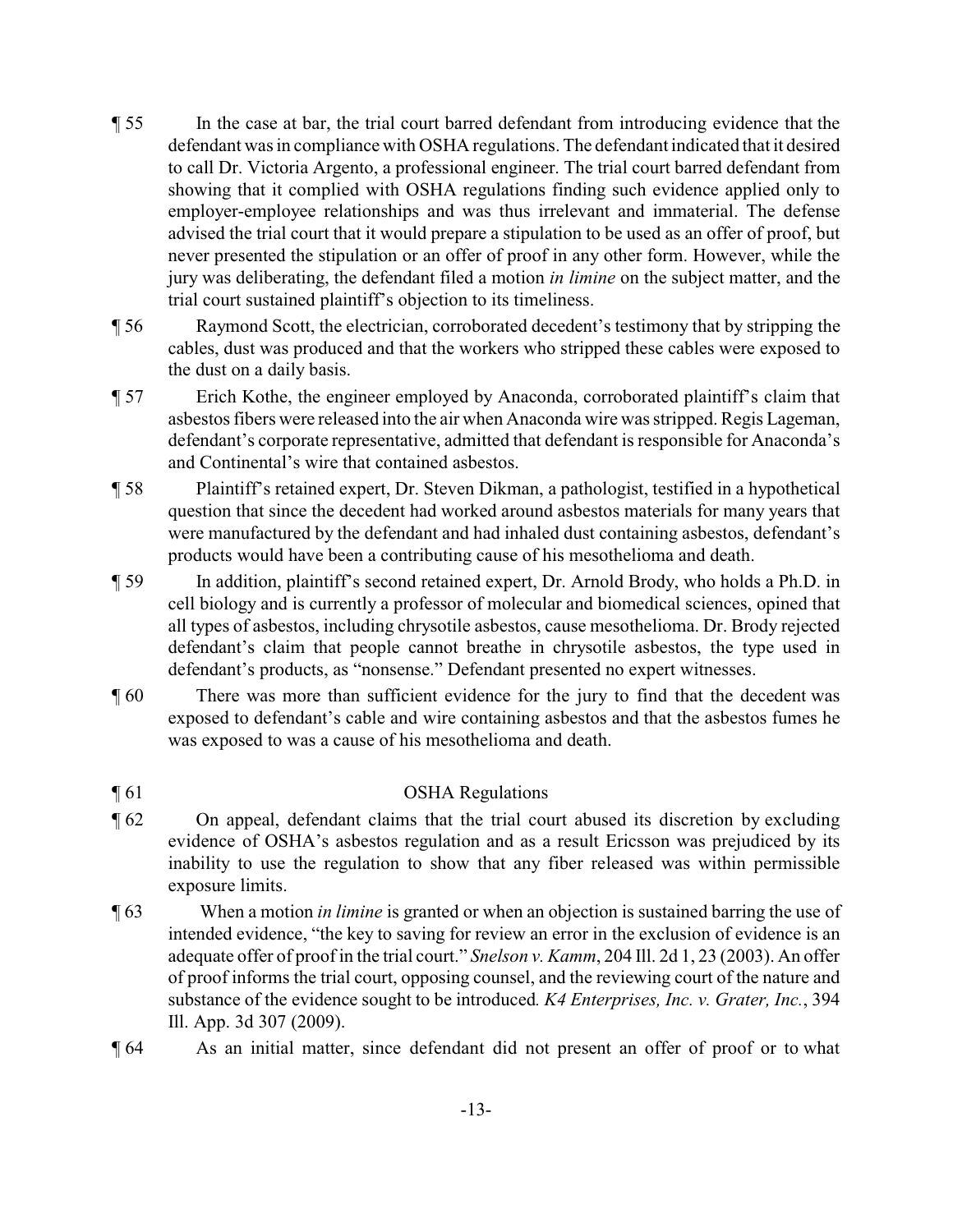¶ 55 In the case at bar, the trial court barred defendant from introducing evidence that the defendant was in compliance with OSHA regulations. The defendant indicated that it desired to call Dr. Victoria Argento, a professional engineer. The trial court barred defendant from showing that it complied with OSHA regulations finding such evidence applied only to employer-employee relationships and was thus irrelevant and immaterial. The defense advised the trial court that it would prepare a stipulation to be used as an offer of proof, but never presented the stipulation or an offer of proof in any other form. However, while the jury was deliberating, the defendant filed a motion *in limine* on the subject matter, and the trial court sustained plaintiff's objection to its timeliness.

¶ 56 Raymond Scott, the electrician, corroborated decedent's testimony that by stripping the cables, dust was produced and that the workers who stripped these cables were exposed to the dust on a daily basis.

¶ 57 Erich Kothe, the engineer employed by Anaconda, corroborated plaintiff's claim that asbestos fibers were released into the air when Anaconda wire was stripped. Regis Lageman, defendant's corporate representative, admitted that defendant is responsible for Anaconda's and Continental's wire that contained asbestos.

¶ 58 Plaintiff's retained expert, Dr. Steven Dikman, a pathologist, testified in a hypothetical question that since the decedent had worked around asbestos materials for many years that were manufactured by the defendant and had inhaled dust containing asbestos, defendant's products would have been a contributing cause of his mesothelioma and death.

¶ 59 In addition, plaintiff's second retained expert, Dr. Arnold Brody, who holds a Ph.D. in cell biology and is currently a professor of molecular and biomedical sciences, opined that all types of asbestos, including chrysotile asbestos, cause mesothelioma. Dr. Brody rejected defendant's claim that people cannot breathe in chrysotile asbestos, the type used in defendant's products, as "nonsense." Defendant presented no expert witnesses.

¶ 60 There was more than sufficient evidence for the jury to find that the decedent was exposed to defendant's cable and wire containing asbestos and that the asbestos fumes he was exposed to was a cause of his mesothelioma and death.

## ¶ 61 OSHA Regulations

¶ 62 On appeal, defendant claims that the trial court abused its discretion by excluding evidence of OSHA's asbestos regulation and as a result Ericsson was prejudiced by its inability to use the regulation to show that any fiber released was within permissible exposure limits.

¶ 63 When a motion *in limine* is granted or when an objection is sustained barring the use of intended evidence, "the key to saving for review an error in the exclusion of evidence is an adequate offer of proof in the trial court." *Snelson v. Kamm*, 204 Ill. 2d 1, 23 (2003). An offer of proof informs the trial court, opposing counsel, and the reviewing court of the nature and substance of the evidence sought to be introduced. *K4 Enterprises, Inc. v. Grater, Inc.*, 394 Ill. App. 3d 307 (2009).

¶ 64 As an initial matter, since defendant did not present an offer of proof or to what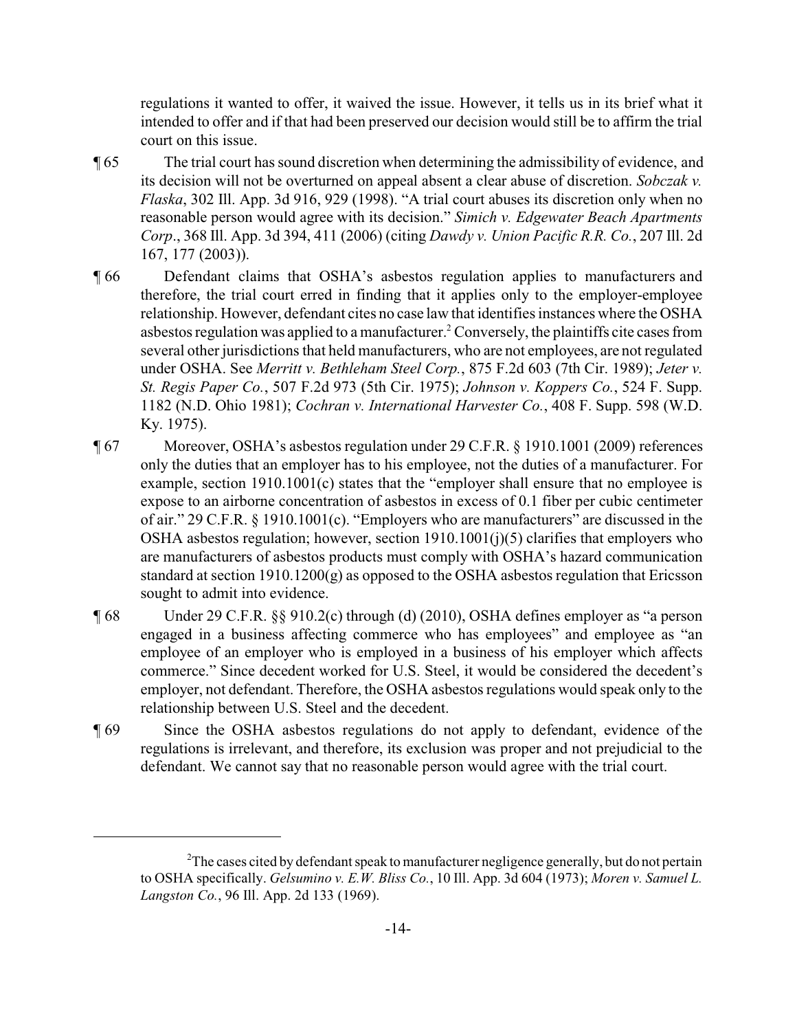regulations it wanted to offer, it waived the issue. However, it tells us in its brief what it intended to offer and if that had been preserved our decision would still be to affirm the trial court on this issue.

¶ 65 The trial court has sound discretion when determining the admissibility of evidence, and its decision will not be overturned on appeal absent a clear abuse of discretion. *Sobczak v. Flaska*, 302 Ill. App. 3d 916, 929 (1998). "A trial court abuses its discretion only when no reasonable person would agree with its decision." *Simich v. Edgewater Beach Apartments Corp*., 368 Ill. App. 3d 394, 411 (2006) (citing *Dawdy v. Union Pacific R.R. Co.*, 207 Ill. 2d 167, 177 (2003)).

¶ 66 Defendant claims that OSHA's asbestos regulation applies to manufacturers and therefore, the trial court erred in finding that it applies only to the employer-employee relationship. However, defendant cites no case law that identifies instances where the OSHA asbestos regulation was applied to a manufacturer.[2] Conversely, the plaintiffs cite cases from several other jurisdictions that held manufacturers, who are not employees, are not regulated under OSHA. See *Merritt v. Bethleham Steel Corp.*, 875 F.2d 603 (7th Cir. 1989); *Jeter v. St. Regis Paper Co.*, 507 F.2d 973 (5th Cir. 1975); *Johnson v. Koppers Co.*, 524 F. Supp. 1182 (N.D. Ohio 1981); *Cochran v. International Harvester Co.*, 408 F. Supp. 598 (W.D. Ky. 1975).

¶ 67 Moreover, OSHA's asbestos regulation under 29 C.F.R. § 1910.1001 (2009) references only the duties that an employer has to his employee, not the duties of a manufacturer. For example, section 1910.1001(c) states that the "employer shall ensure that no employee is expose to an airborne concentration of asbestos in excess of 0.1 fiber per cubic centimeter of air." 29 C.F.R. § 1910.1001(c). "Employers who are manufacturers" are discussed in the OSHA asbestos regulation; however, section 1910.1001(j)(5) clarifies that employers who are manufacturers of asbestos products must comply with OSHA's hazard communication standard at section 1910.1200(g) as opposed to the OSHA asbestos regulation that Ericsson sought to admit into evidence.

¶ 68 Under 29 C.F.R. §§ 910.2(c) through (d) (2010), OSHA defines employer as "a person engaged in a business affecting commerce who has employees" and employee as "an employee of an employer who is employed in a business of his employer which affects commerce." Since decedent worked for U.S. Steel, it would be considered the decedent's employer, not defendant. Therefore, the OSHA asbestos regulations would speak only to the relationship between U.S. Steel and the decedent.

¶ 69 Since the OSHA asbestos regulations do not apply to defendant, evidence of the regulations is irrelevant, and therefore, its exclusion was proper and not prejudicial to the defendant. We cannot say that no reasonable person would agree with the trial court.

---

[2]The cases cited by defendant speak to manufacturer negligence generally, but do not pertain to OSHA specifically. *Gelsumino v. E.W. Bliss Co.*, 10 Ill. App. 3d 604 (1973); *Moren v. Samuel L. Langston Co.*, 96 Ill. App. 2d 133 (1969).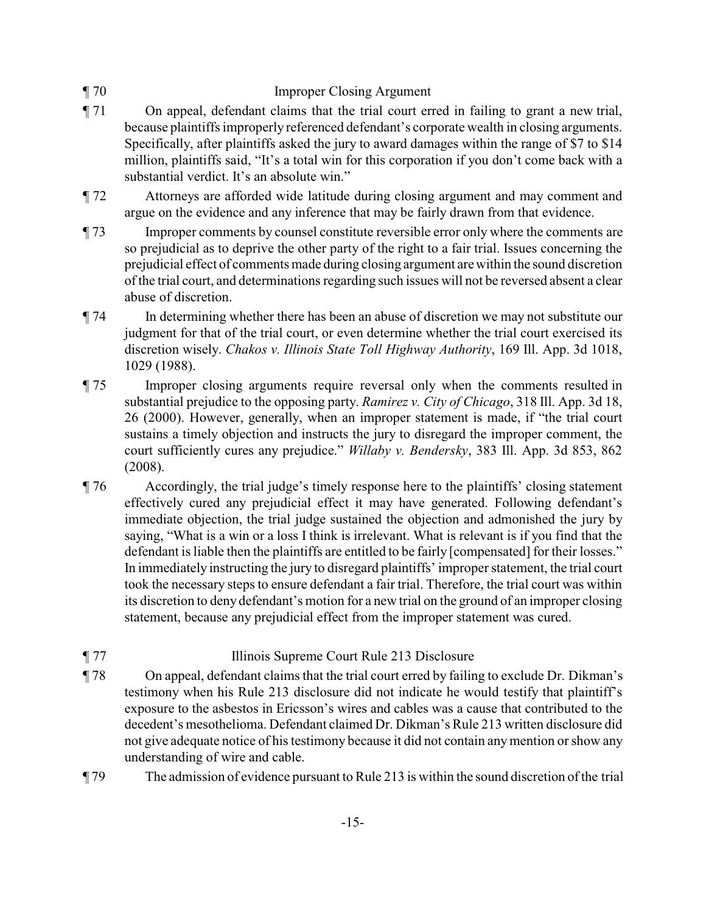¶ 70 Improper Closing Argument

¶ 71 On appeal, defendant claims that the trial court erred in failing to grant a new trial, because plaintiffs improperly referenced defendant's corporate wealth in closing arguments. Specifically, after plaintiffs asked the jury to award damages within the range of $7 to $14 million, plaintiffs said, "It's a total win for this corporation if you don't come back with a substantial verdict. It's an absolute win."

¶ 72 Attorneys are afforded wide latitude during closing argument and may comment and argue on the evidence and any inference that may be fairly drawn from that evidence.

¶ 73 Improper comments by counsel constitute reversible error only where the comments are so prejudicial as to deprive the other party of the right to a fair trial. Issues concerning the prejudicial effect of comments made during closing argument are within the sound discretion of the trial court, and determinations regarding such issues will not be reversed absent a clear abuse of discretion.

¶ 74 In determining whether there has been an abuse of discretion we may not substitute our judgment for that of the trial court, or even determine whether the trial court exercised its discretion wisely. *Chakos v. Illinois State Toll Highway Authority*, 169 Ill. App. 3d 1018, 1029 (1988).

¶ 75 Improper closing arguments require reversal only when the comments resulted in substantial prejudice to the opposing party. *Ramirez v. City of Chicago*, 318 Ill. App. 3d 18, 26 (2000). However, generally, when an improper statement is made, if "the trial court sustains a timely objection and instructs the jury to disregard the improper comment, the court sufficiently cures any prejudice." *Willaby v. Bendersky*, 383 Ill. App. 3d 853, 862 (2008).

¶ 76 Accordingly, the trial judge's timely response here to the plaintiffs' closing statement effectively cured any prejudicial effect it may have generated. Following defendant's immediate objection, the trial judge sustained the objection and admonished the jury by saying, "What is a win or a loss I think is irrelevant. What is relevant is if you find that the defendant is liable then the plaintiffs are entitled to be fairly [compensated] for their losses." In immediately instructing the jury to disregard plaintiffs' improper statement, the trial court took the necessary steps to ensure defendant a fair trial. Therefore, the trial court was within its discretion to deny defendant's motion for a new trial on the ground of an improper closing statement, because any prejudicial effect from the improper statement was cured.

¶ 77 Illinois Supreme Court Rule 213 Disclosure

¶ 78 On appeal, defendant claims that the trial court erred by failing to exclude Dr. Dikman's testimony when his Rule 213 disclosure did not indicate he would testify that plaintiff's exposure to the asbestos in Ericsson's wires and cables was a cause that contributed to the decedent's mesothelioma. Defendant claimed Dr. Dikman's Rule 213 written disclosure did not give adequate notice of his testimony because it did not contain any mention or show any understanding of wire and cable.

¶ 79 The admission of evidence pursuant to Rule 213 is within the sound discretion of the trial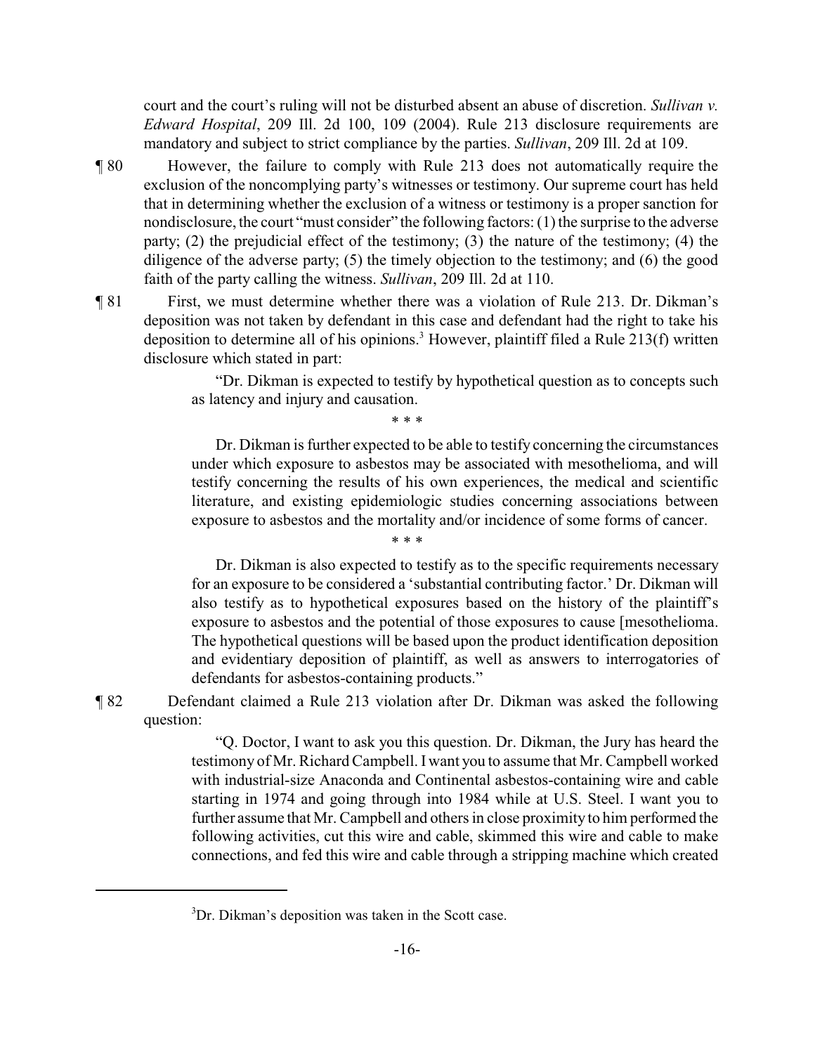court and the court's ruling will not be disturbed absent an abuse of discretion. *Sullivan v. Edward Hospital*, 209 Ill. 2d 100, 109 (2004). Rule 213 disclosure requirements are mandatory and subject to strict compliance by the parties. *Sullivan*, 209 Ill. 2d at 109.

¶ 80 However, the failure to comply with Rule 213 does not automatically require the exclusion of the noncomplying party's witnesses or testimony. Our supreme court has held that in determining whether the exclusion of a witness or testimony is a proper sanction for nondisclosure, the court "must consider" the following factors: (1) the surprise to the adverse party; (2) the prejudicial effect of the testimony; (3) the nature of the testimony; (4) the diligence of the adverse party; (5) the timely objection to the testimony; and (6) the good faith of the party calling the witness. *Sullivan*, 209 Ill. 2d at 110.

¶ 81 First, we must determine whether there was a violation of Rule 213. Dr. Dikman's deposition was not taken by defendant in this case and defendant had the right to take his deposition to determine all of his opinions.[3] However, plaintiff filed a Rule 213(f) written disclosure which stated in part:

> "Dr. Dikman is expected to testify by hypothetical question as to concepts such as latency and injury and causation.
>
> \* \* \*
>
> Dr. Dikman is further expected to be able to testify concerning the circumstances under which exposure to asbestos may be associated with mesothelioma, and will testify concerning the results of his own experiences, the medical and scientific literature, and existing epidemiologic studies concerning associations between exposure to asbestos and the mortality and/or incidence of some forms of cancer.
>
> \* \* \*
>
> Dr. Dikman is also expected to testify as to the specific requirements necessary for an exposure to be considered a 'substantial contributing factor.' Dr. Dikman will also testify as to hypothetical exposures based on the history of the plaintiff's exposure to asbestos and the potential of those exposures to cause [mesothelioma. The hypothetical questions will be based upon the product identification deposition and evidentiary deposition of plaintiff, as well as answers to interrogatories of defendants for asbestos-containing products."

¶ 82 Defendant claimed a Rule 213 violation after Dr. Dikman was asked the following question:

> "Q. Doctor, I want to ask you this question. Dr. Dikman, the Jury has heard the testimony of Mr. Richard Campbell. I want you to assume that Mr. Campbell worked with industrial-size Anaconda and Continental asbestos-containing wire and cable starting in 1974 and going through into 1984 while at U.S. Steel. I want you to further assume that Mr. Campbell and others in close proximity to him performed the following activities, cut this wire and cable, skimmed this wire and cable to make connections, and fed this wire and cable through a stripping machine which created

[3] Dr. Dikman's deposition was taken in the Scott case.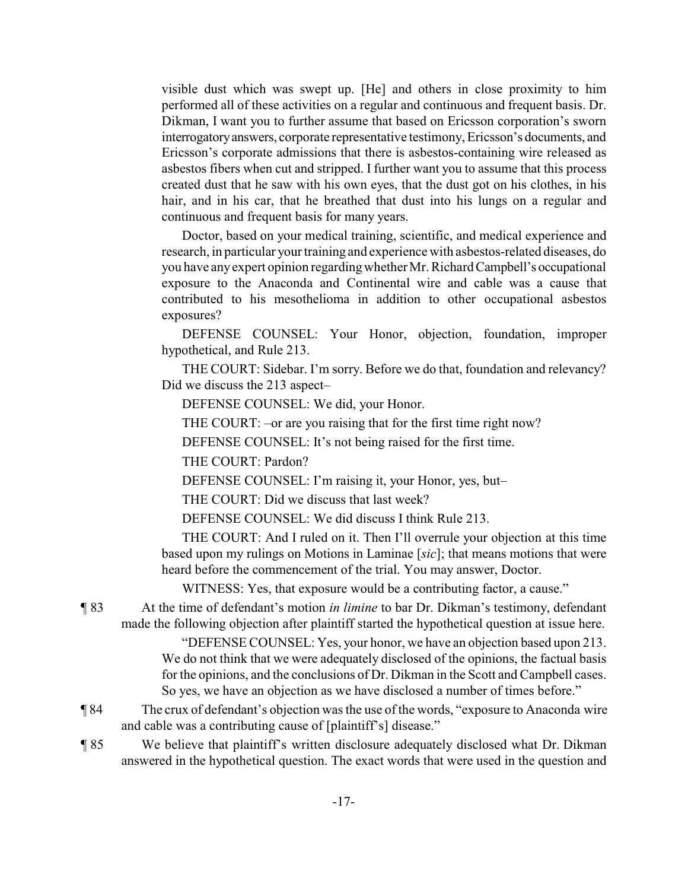visible dust which was swept up. [He] and others in close proximity to him performed all of these activities on a regular and continuous and frequent basis. Dr. Dikman, I want you to further assume that based on Ericsson corporation's sworn interrogatory answers, corporate representative testimony, Ericsson's documents, and Ericsson's corporate admissions that there is asbestos-containing wire released as asbestos fibers when cut and stripped. I further want you to assume that this process created dust that he saw with his own eyes, that the dust got on his clothes, in his hair, and in his car, that he breathed that dust into his lungs on a regular and continuous and frequent basis for many years.

Doctor, based on your medical training, scientific, and medical experience and research, in particular your training and experience with asbestos-related diseases, do you have any expert opinion regarding whether Mr. Richard Campbell's occupational exposure to the Anaconda and Continental wire and cable was a cause that contributed to his mesothelioma in addition to other occupational asbestos exposures?

DEFENSE COUNSEL: Your Honor, objection, foundation, improper hypothetical, and Rule 213.

THE COURT: Sidebar. I'm sorry. Before we do that, foundation and relevancy? Did we discuss the 213 aspect–

DEFENSE COUNSEL: We did, your Honor.

THE COURT: –or are you raising that for the first time right now?

DEFENSE COUNSEL: It's not being raised for the first time.

THE COURT: Pardon?

DEFENSE COUNSEL: I'm raising it, your Honor, yes, but–

THE COURT: Did we discuss that last week?

DEFENSE COUNSEL: We did discuss I think Rule 213.

THE COURT: And I ruled on it. Then I'll overrule your objection at this time based upon my rulings on Motions in Laminae [*sic*]; that means motions that were heard before the commencement of the trial. You may answer, Doctor.

WITNESS: Yes, that exposure would be a contributing factor, a cause."

¶ 83 At the time of defendant's motion *in limine* to bar Dr. Dikman's testimony, defendant made the following objection after plaintiff started the hypothetical question at issue here.

"DEFENSE COUNSEL: Yes, your honor, we have an objection based upon 213. We do not think that we were adequately disclosed of the opinions, the factual basis for the opinions, and the conclusions of Dr. Dikman in the Scott and Campbell cases. So yes, we have an objection as we have disclosed a number of times before."

¶ 84 The crux of defendant's objection was the use of the words, "exposure to Anaconda wire and cable was a contributing cause of [plaintiff's] disease."

¶ 85 We believe that plaintiff's written disclosure adequately disclosed what Dr. Dikman answered in the hypothetical question. The exact words that were used in the question and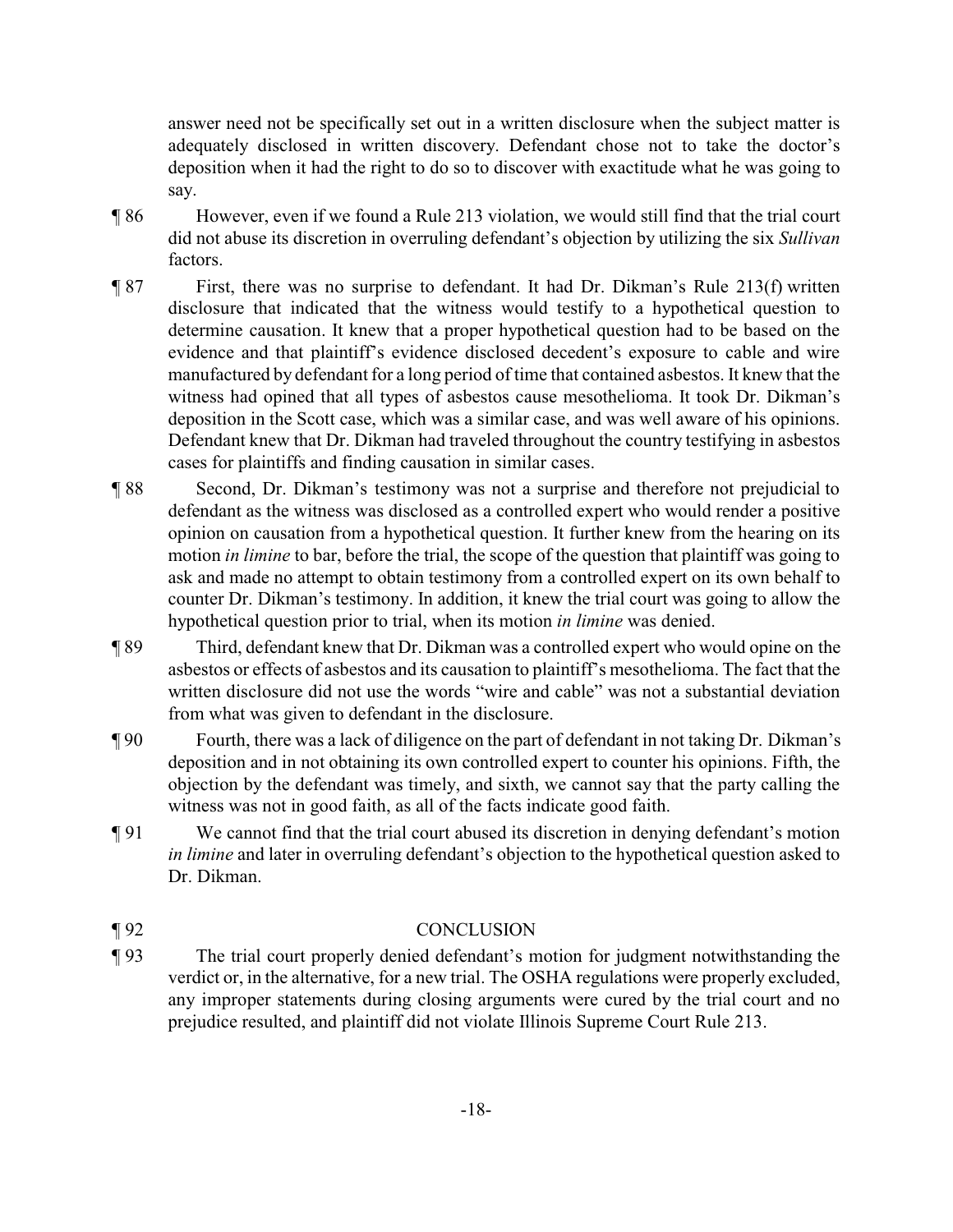answer need not be specifically set out in a written disclosure when the subject matter is adequately disclosed in written discovery. Defendant chose not to take the doctor's deposition when it had the right to do so to discover with exactitude what he was going to say.

¶ 86 However, even if we found a Rule 213 violation, we would still find that the trial court did not abuse its discretion in overruling defendant's objection by utilizing the six *Sullivan* factors.

¶ 87 First, there was no surprise to defendant. It had Dr. Dikman's Rule 213(f) written disclosure that indicated that the witness would testify to a hypothetical question to determine causation. It knew that a proper hypothetical question had to be based on the evidence and that plaintiff's evidence disclosed decedent's exposure to cable and wire manufactured by defendant for a long period of time that contained asbestos. It knew that the witness had opined that all types of asbestos cause mesothelioma. It took Dr. Dikman's deposition in the Scott case, which was a similar case, and was well aware of his opinions. Defendant knew that Dr. Dikman had traveled throughout the country testifying in asbestos cases for plaintiffs and finding causation in similar cases.

¶ 88 Second, Dr. Dikman's testimony was not a surprise and therefore not prejudicial to defendant as the witness was disclosed as a controlled expert who would render a positive opinion on causation from a hypothetical question. It further knew from the hearing on its motion *in limine* to bar, before the trial, the scope of the question that plaintiff was going to ask and made no attempt to obtain testimony from a controlled expert on its own behalf to counter Dr. Dikman's testimony. In addition, it knew the trial court was going to allow the hypothetical question prior to trial, when its motion *in limine* was denied.

¶ 89 Third, defendant knew that Dr. Dikman was a controlled expert who would opine on the asbestos or effects of asbestos and its causation to plaintiff's mesothelioma. The fact that the written disclosure did not use the words "wire and cable" was not a substantial deviation from what was given to defendant in the disclosure.

¶ 90 Fourth, there was a lack of diligence on the part of defendant in not taking Dr. Dikman's deposition and in not obtaining its own controlled expert to counter his opinions. Fifth, the objection by the defendant was timely, and sixth, we cannot say that the party calling the witness was not in good faith, as all of the facts indicate good faith.

¶ 91 We cannot find that the trial court abused its discretion in denying defendant's motion *in limine* and later in overruling defendant's objection to the hypothetical question asked to Dr. Dikman.

## ¶ 92 CONCLUSION

¶ 93 The trial court properly denied defendant's motion for judgment notwithstanding the verdict or, in the alternative, for a new trial. The OSHA regulations were properly excluded, any improper statements during closing arguments were cured by the trial court and no prejudice resulted, and plaintiff did not violate Illinois Supreme Court Rule 213.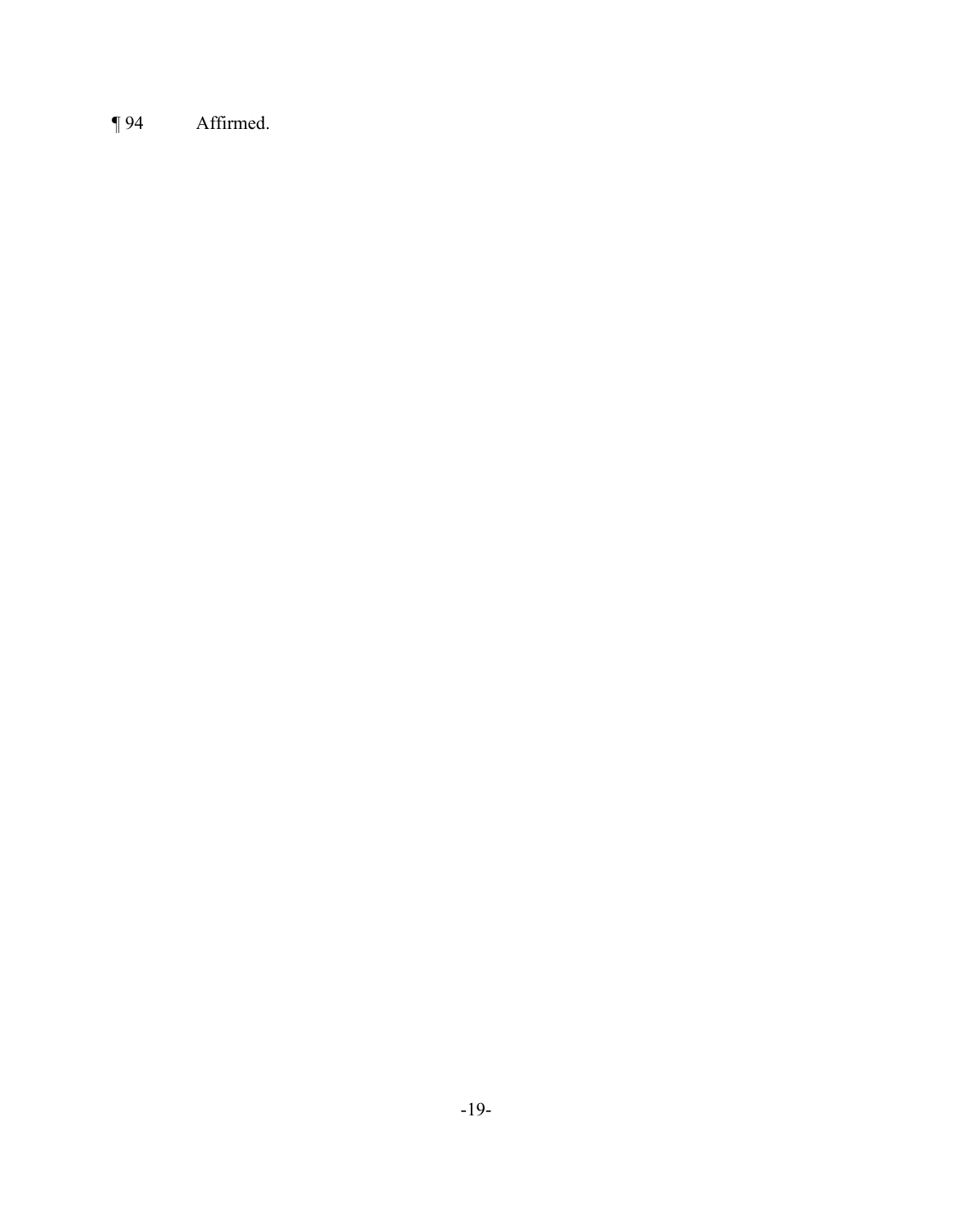¶ 94 Affirmed.